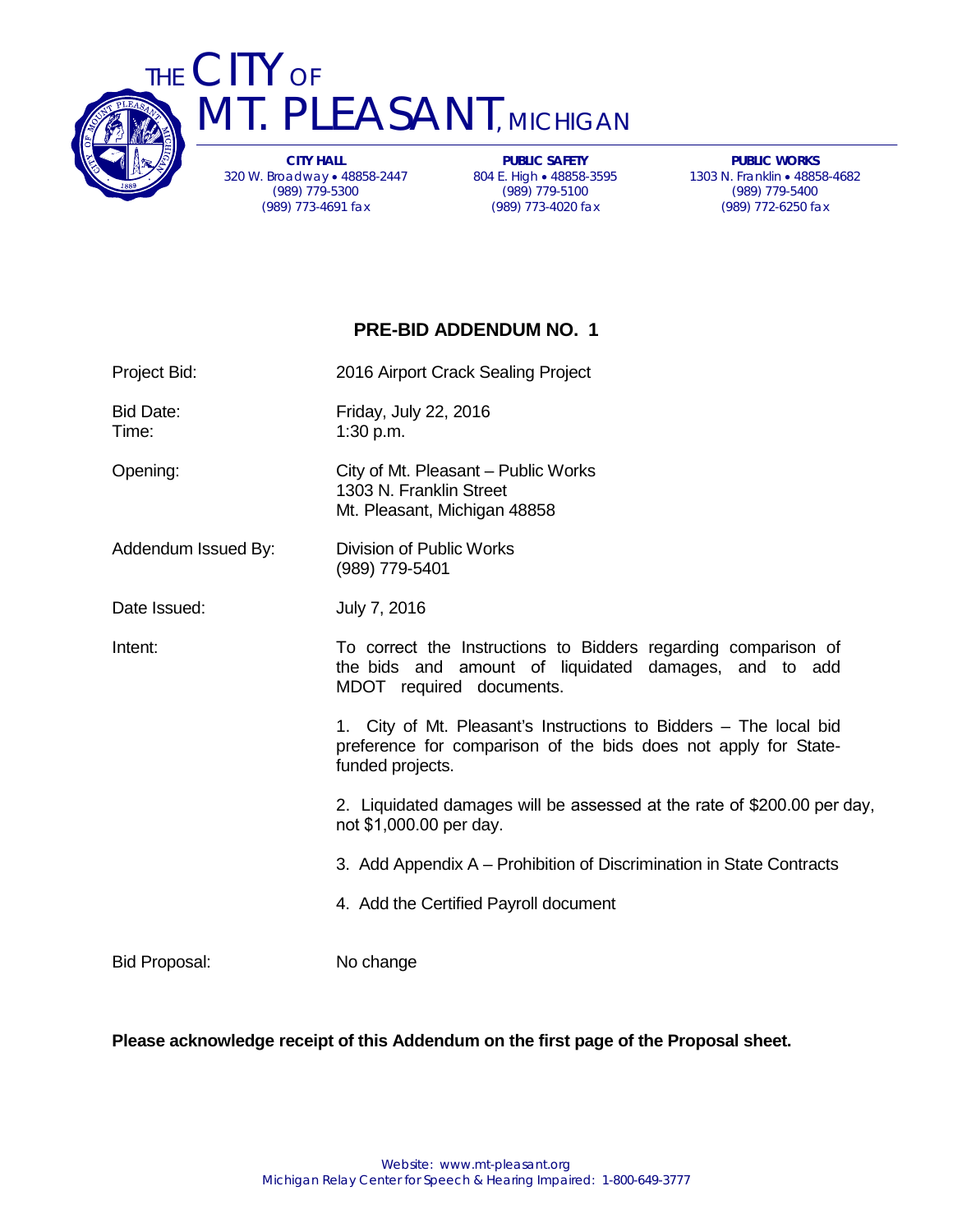# THE CITY OF MT. PLEASANT, MICHIGAN

| CITY HALL | PUBLIC SAFETY | PUBLIC WORKS |
|---|---|---|
| 320 W. Broadway • 48858-2447 | 804 E. High • 48858-3595 | 1303 N. Franklin • 48858-4682 |
| (989) 779-5300 | (989) 779-5100 | (989) 779-5400 |
| (989) 773-4691 fax | (989) 773-4020 fax | (989) 772-6250 fax |

## PRE-BID ADDENDUM NO. 1

Project Bid: 2016 Airport Crack Sealing Project

Bid Date: Friday, July 22, 2016
Time: 1:30 p.m.

Opening: City of Mt. Pleasant – Public Works
1303 N. Franklin Street
Mt. Pleasant, Michigan 48858

Addendum Issued By: Division of Public Works
(989) 779-5401

Date Issued: July 7, 2016

Intent: To correct the Instructions to Bidders regarding comparison of the bids and amount of liquidated damages, and to add MDOT required documents.

1. City of Mt. Pleasant's Instructions to Bidders – The local bid preference for comparison of the bids does not apply for State-funded projects.

2. Liquidated damages will be assessed at the rate of $200.00 per day, not $1,000.00 per day.

3. Add Appendix A – Prohibition of Discrimination in State Contracts

4. Add the Certified Payroll document

Bid Proposal: No change

**Please acknowledge receipt of this Addendum on the first page of the Proposal sheet.**

Website: www.mt-pleasant.org
Michigan Relay Center for Speech & Hearing Impaired: 1-800-649-3777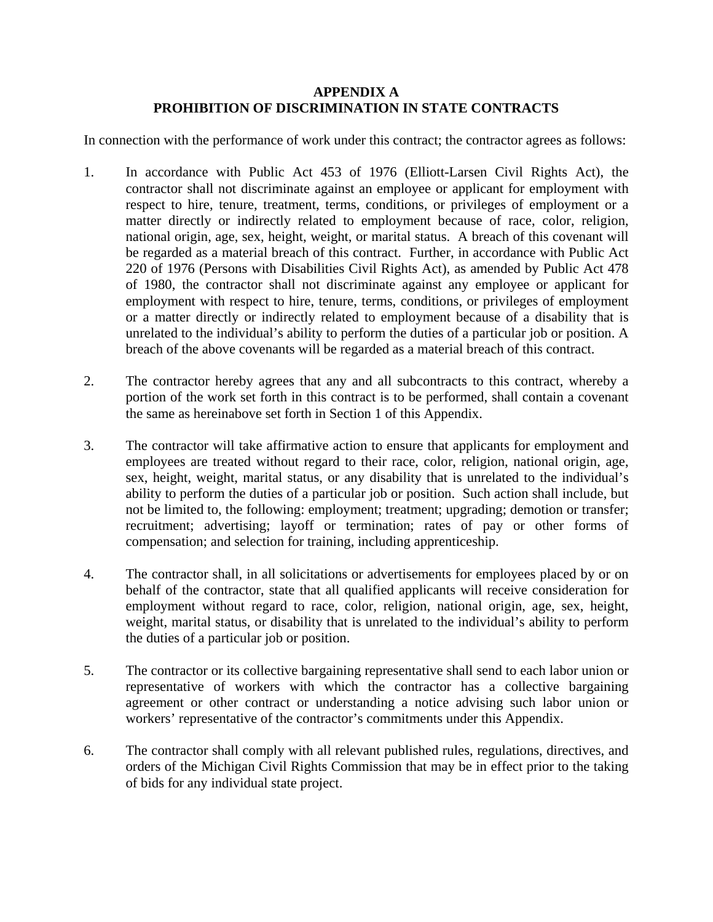**APPENDIX A**
**PROHIBITION OF DISCRIMINATION IN STATE CONTRACTS**

In connection with the performance of work under this contract; the contractor agrees as follows:

1. In accordance with Public Act 453 of 1976 (Elliott-Larsen Civil Rights Act), the contractor shall not discriminate against an employee or applicant for employment with respect to hire, tenure, treatment, terms, conditions, or privileges of employment or a matter directly or indirectly related to employment because of race, color, religion, national origin, age, sex, height, weight, or marital status. A breach of this covenant will be regarded as a material breach of this contract. Further, in accordance with Public Act 220 of 1976 (Persons with Disabilities Civil Rights Act), as amended by Public Act 478 of 1980, the contractor shall not discriminate against any employee or applicant for employment with respect to hire, tenure, terms, conditions, or privileges of employment or a matter directly or indirectly related to employment because of a disability that is unrelated to the individual's ability to perform the duties of a particular job or position. A breach of the above covenants will be regarded as a material breach of this contract.

2. The contractor hereby agrees that any and all subcontracts to this contract, whereby a portion of the work set forth in this contract is to be performed, shall contain a covenant the same as hereinabove set forth in Section 1 of this Appendix.

3. The contractor will take affirmative action to ensure that applicants for employment and employees are treated without regard to their race, color, religion, national origin, age, sex, height, weight, marital status, or any disability that is unrelated to the individual's ability to perform the duties of a particular job or position. Such action shall include, but not be limited to, the following: employment; treatment; upgrading; demotion or transfer; recruitment; advertising; layoff or termination; rates of pay or other forms of compensation; and selection for training, including apprenticeship.

4. The contractor shall, in all solicitations or advertisements for employees placed by or on behalf of the contractor, state that all qualified applicants will receive consideration for employment without regard to race, color, religion, national origin, age, sex, height, weight, marital status, or disability that is unrelated to the individual's ability to perform the duties of a particular job or position.

5. The contractor or its collective bargaining representative shall send to each labor union or representative of workers with which the contractor has a collective bargaining agreement or other contract or understanding a notice advising such labor union or workers' representative of the contractor's commitments under this Appendix.

6. The contractor shall comply with all relevant published rules, regulations, directives, and orders of the Michigan Civil Rights Commission that may be in effect prior to the taking of bids for any individual state project.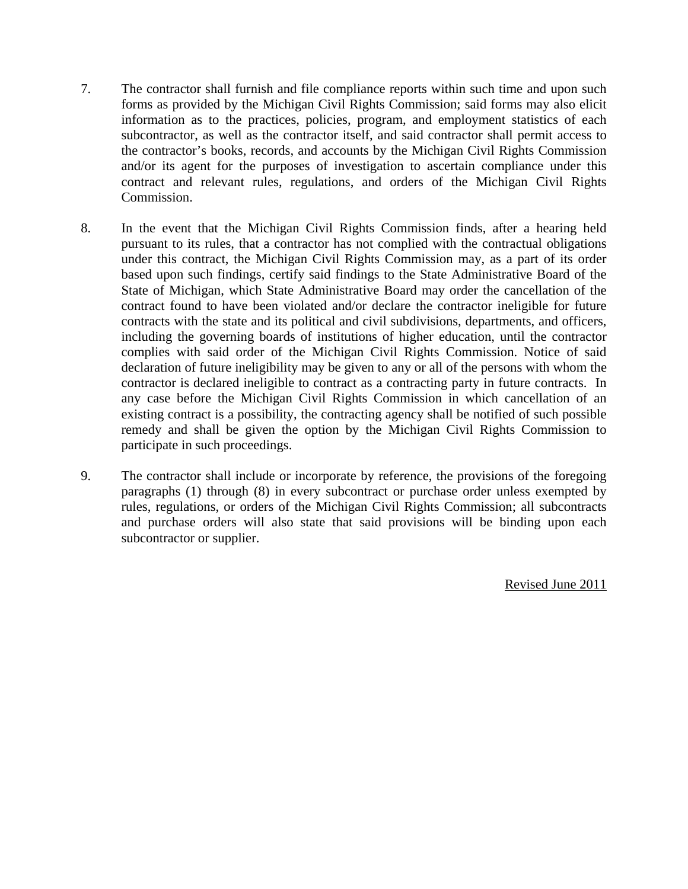7. The contractor shall furnish and file compliance reports within such time and upon such forms as provided by the Michigan Civil Rights Commission; said forms may also elicit information as to the practices, policies, program, and employment statistics of each subcontractor, as well as the contractor itself, and said contractor shall permit access to the contractor's books, records, and accounts by the Michigan Civil Rights Commission and/or its agent for the purposes of investigation to ascertain compliance under this contract and relevant rules, regulations, and orders of the Michigan Civil Rights Commission.

8. In the event that the Michigan Civil Rights Commission finds, after a hearing held pursuant to its rules, that a contractor has not complied with the contractual obligations under this contract, the Michigan Civil Rights Commission may, as a part of its order based upon such findings, certify said findings to the State Administrative Board of the State of Michigan, which State Administrative Board may order the cancellation of the contract found to have been violated and/or declare the contractor ineligible for future contracts with the state and its political and civil subdivisions, departments, and officers, including the governing boards of institutions of higher education, until the contractor complies with said order of the Michigan Civil Rights Commission. Notice of said declaration of future ineligibility may be given to any or all of the persons with whom the contractor is declared ineligible to contract as a contracting party in future contracts. In any case before the Michigan Civil Rights Commission in which cancellation of an existing contract is a possibility, the contracting agency shall be notified of such possible remedy and shall be given the option by the Michigan Civil Rights Commission to participate in such proceedings.

9. The contractor shall include or incorporate by reference, the provisions of the foregoing paragraphs (1) through (8) in every subcontract or purchase order unless exempted by rules, regulations, or orders of the Michigan Civil Rights Commission; all subcontracts and purchase orders will also state that said provisions will be binding upon each subcontractor or supplier.

Revised June 2011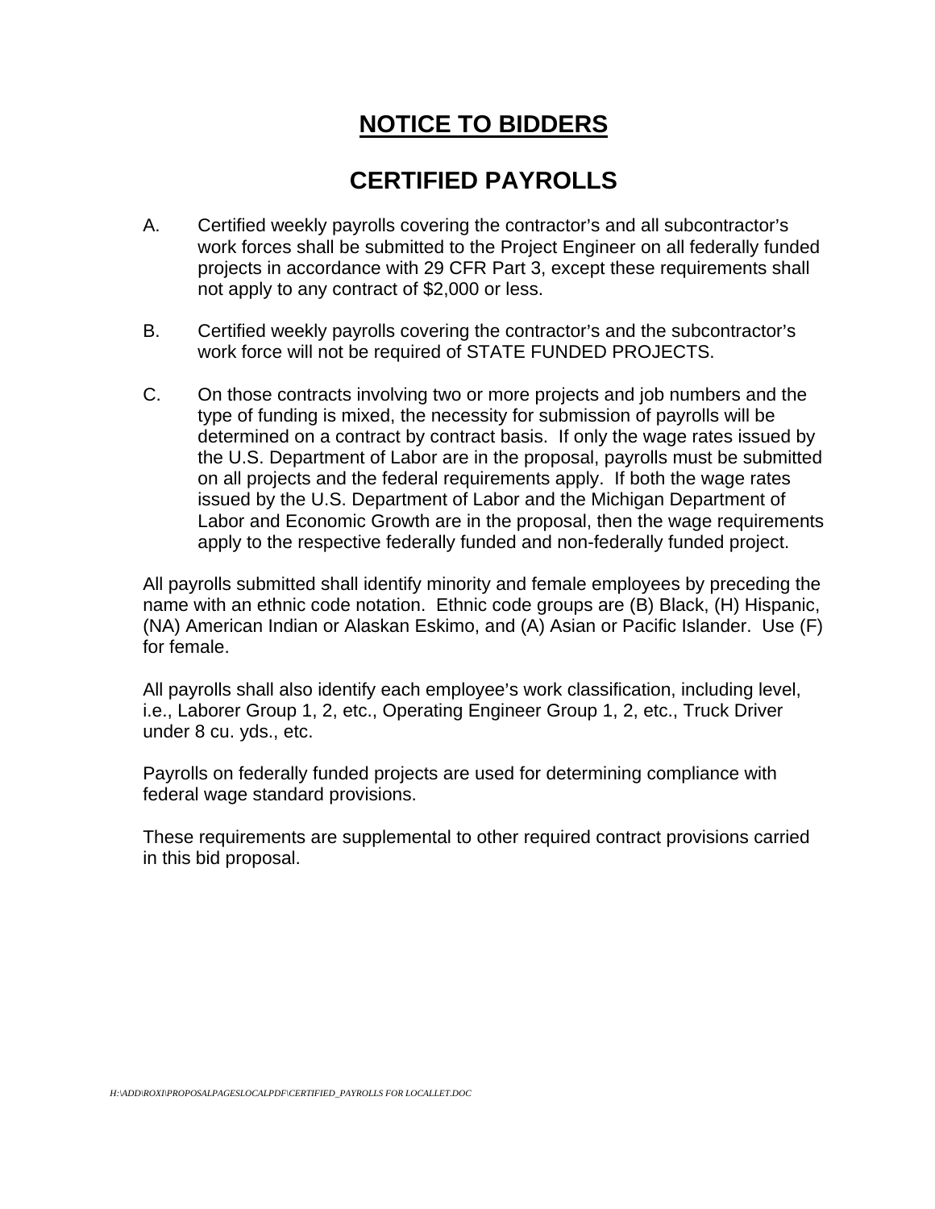# NOTICE TO BIDDERS

## CERTIFIED PAYROLLS

A. Certified weekly payrolls covering the contractor's and all subcontractor's work forces shall be submitted to the Project Engineer on all federally funded projects in accordance with 29 CFR Part 3, except these requirements shall not apply to any contract of $2,000 or less.

B. Certified weekly payrolls covering the contractor's and the subcontractor's work force will not be required of STATE FUNDED PROJECTS.

C. On those contracts involving two or more projects and job numbers and the type of funding is mixed, the necessity for submission of payrolls will be determined on a contract by contract basis. If only the wage rates issued by the U.S. Department of Labor are in the proposal, payrolls must be submitted on all projects and the federal requirements apply. If both the wage rates issued by the U.S. Department of Labor and the Michigan Department of Labor and Economic Growth are in the proposal, then the wage requirements apply to the respective federally funded and non-federally funded project.

All payrolls submitted shall identify minority and female employees by preceding the name with an ethnic code notation. Ethnic code groups are (B) Black, (H) Hispanic, (NA) American Indian or Alaskan Eskimo, and (A) Asian or Pacific Islander. Use (F) for female.

All payrolls shall also identify each employee's work classification, including level, i.e., Laborer Group 1, 2, etc., Operating Engineer Group 1, 2, etc., Truck Driver under 8 cu. yds., etc.

Payrolls on federally funded projects are used for determining compliance with federal wage standard provisions.

These requirements are supplemental to other required contract provisions carried in this bid proposal.

H:\ADD\ROXI\PROPOSALPAGESLOCALPDF\CERTIFIED_PAYROLLS FOR LOCALLET.DOC